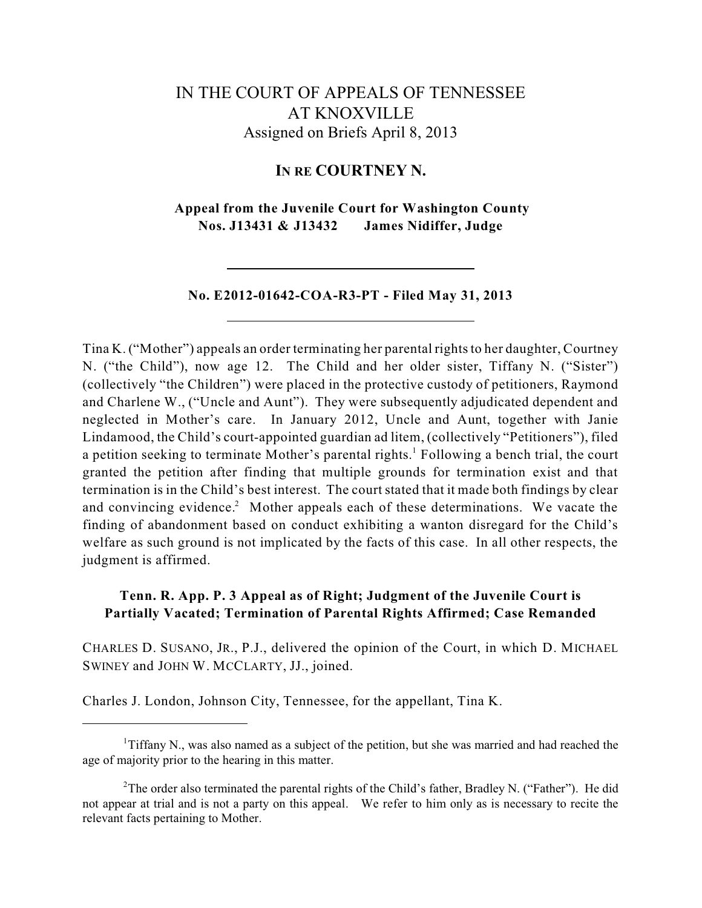# IN THE COURT OF APPEALS OF TENNESSEE AT KNOXVILLE

Assigned on Briefs April 8, 2013

## IN RE COURTNEY N.

**Appeal from the Juvenile Court for Washington County**
**Nos. J13431 & J13432 James Nidiffer, Judge**

---

**No. E2012-01642-COA-R3-PT - Filed May 31, 2013**

---

Tina K. ("Mother") appeals an order terminating her parental rights to her daughter, Courtney N. ("the Child"), now age 12. The Child and her older sister, Tiffany N. ("Sister") (collectively "the Children") were placed in the protective custody of petitioners, Raymond and Charlene W., ("Uncle and Aunt"). They were subsequently adjudicated dependent and neglected in Mother's care. In January 2012, Uncle and Aunt, together with Janie Lindamood, the Child's court-appointed guardian ad litem, (collectively "Petitioners"), filed a petition seeking to terminate Mother's parental rights.[1] Following a bench trial, the court granted the petition after finding that multiple grounds for termination exist and that termination is in the Child's best interest. The court stated that it made both findings by clear and convincing evidence.[2] Mother appeals each of these determinations. We vacate the finding of abandonment based on conduct exhibiting a wanton disregard for the Child's welfare as such ground is not implicated by the facts of this case. In all other respects, the judgment is affirmed.

**Tenn. R. App. P. 3 Appeal as of Right; Judgment of the Juvenile Court is Partially Vacated; Termination of Parental Rights Affirmed; Case Remanded**

CHARLES D. SUSANO, JR., P.J., delivered the opinion of the Court, in which D. MICHAEL SWINEY and JOHN W. MCCLARTY, JJ., joined.

Charles J. London, Johnson City, Tennessee, for the appellant, Tina K.

---

[1] Tiffany N., was also named as a subject of the petition, but she was married and had reached the age of majority prior to the hearing in this matter.

[2] The order also terminated the parental rights of the Child's father, Bradley N. ("Father"). He did not appear at trial and is not a party on this appeal. We refer to him only as is necessary to recite the relevant facts pertaining to Mother.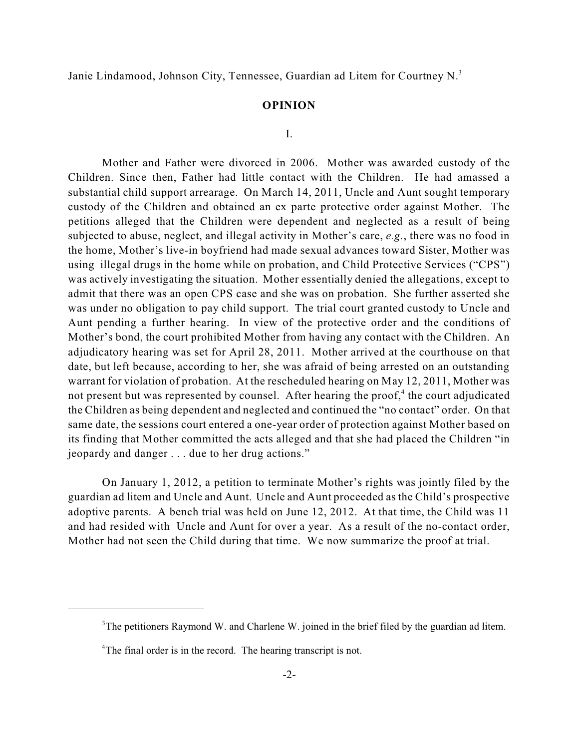Janie Lindamood, Johnson City, Tennessee, Guardian ad Litem for Courtney N.[3]

## OPINION

### I.

Mother and Father were divorced in 2006. Mother was awarded custody of the Children. Since then, Father had little contact with the Children. He had amassed a substantial child support arrearage. On March 14, 2011, Uncle and Aunt sought temporary custody of the Children and obtained an ex parte protective order against Mother. The petitions alleged that the Children were dependent and neglected as a result of being subjected to abuse, neglect, and illegal activity in Mother's care, *e.g.*, there was no food in the home, Mother's live-in boyfriend had made sexual advances toward Sister, Mother was using illegal drugs in the home while on probation, and Child Protective Services ("CPS") was actively investigating the situation. Mother essentially denied the allegations, except to admit that there was an open CPS case and she was on probation. She further asserted she was under no obligation to pay child support. The trial court granted custody to Uncle and Aunt pending a further hearing. In view of the protective order and the conditions of Mother's bond, the court prohibited Mother from having any contact with the Children. An adjudicatory hearing was set for April 28, 2011. Mother arrived at the courthouse on that date, but left because, according to her, she was afraid of being arrested on an outstanding warrant for violation of probation. At the rescheduled hearing on May 12, 2011, Mother was not present but was represented by counsel. After hearing the proof,[4] the court adjudicated the Children as being dependent and neglected and continued the "no contact" order. On that same date, the sessions court entered a one-year order of protection against Mother based on its finding that Mother committed the acts alleged and that she had placed the Children "in jeopardy and danger . . . due to her drug actions."

On January 1, 2012, a petition to terminate Mother's rights was jointly filed by the guardian ad litem and Uncle and Aunt. Uncle and Aunt proceeded as the Child's prospective adoptive parents. A bench trial was held on June 12, 2012. At that time, the Child was 11 and had resided with Uncle and Aunt for over a year. As a result of the no-contact order, Mother had not seen the Child during that time. We now summarize the proof at trial.

---

[3] The petitioners Raymond W. and Charlene W. joined in the brief filed by the guardian ad litem.

[4] The final order is in the record. The hearing transcript is not.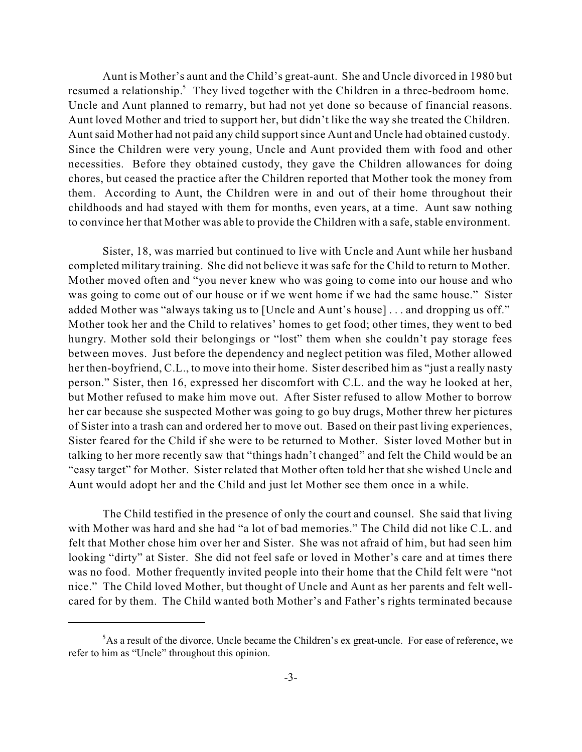Aunt is Mother's aunt and the Child's great-aunt. She and Uncle divorced in 1980 but resumed a relationship.[5] They lived together with the Children in a three-bedroom home. Uncle and Aunt planned to remarry, but had not yet done so because of financial reasons. Aunt loved Mother and tried to support her, but didn't like the way she treated the Children. Aunt said Mother had not paid any child support since Aunt and Uncle had obtained custody. Since the Children were very young, Uncle and Aunt provided them with food and other necessities. Before they obtained custody, they gave the Children allowances for doing chores, but ceased the practice after the Children reported that Mother took the money from them. According to Aunt, the Children were in and out of their home throughout their childhoods and had stayed with them for months, even years, at a time. Aunt saw nothing to convince her that Mother was able to provide the Children with a safe, stable environment.

Sister, 18, was married but continued to live with Uncle and Aunt while her husband completed military training. She did not believe it was safe for the Child to return to Mother. Mother moved often and "you never knew who was going to come into our house and who was going to come out of our house or if we went home if we had the same house." Sister added Mother was "always taking us to [Uncle and Aunt's house] . . . and dropping us off." Mother took her and the Child to relatives' homes to get food; other times, they went to bed hungry. Mother sold their belongings or "lost" them when she couldn't pay storage fees between moves. Just before the dependency and neglect petition was filed, Mother allowed her then-boyfriend, C.L., to move into their home. Sister described him as "just a really nasty person." Sister, then 16, expressed her discomfort with C.L. and the way he looked at her, but Mother refused to make him move out. After Sister refused to allow Mother to borrow her car because she suspected Mother was going to go buy drugs, Mother threw her pictures of Sister into a trash can and ordered her to move out. Based on their past living experiences, Sister feared for the Child if she were to be returned to Mother. Sister loved Mother but in talking to her more recently saw that "things hadn't changed" and felt the Child would be an "easy target" for Mother. Sister related that Mother often told her that she wished Uncle and Aunt would adopt her and the Child and just let Mother see them once in a while.

The Child testified in the presence of only the court and counsel. She said that living with Mother was hard and she had "a lot of bad memories." The Child did not like C.L. and felt that Mother chose him over her and Sister. She was not afraid of him, but had seen him looking "dirty" at Sister. She did not feel safe or loved in Mother's care and at times there was no food. Mother frequently invited people into their home that the Child felt were "not nice." The Child loved Mother, but thought of Uncle and Aunt as her parents and felt well-cared for by them. The Child wanted both Mother's and Father's rights terminated because

---

[5]As a result of the divorce, Uncle became the Children's ex great-uncle. For ease of reference, we refer to him as "Uncle" throughout this opinion.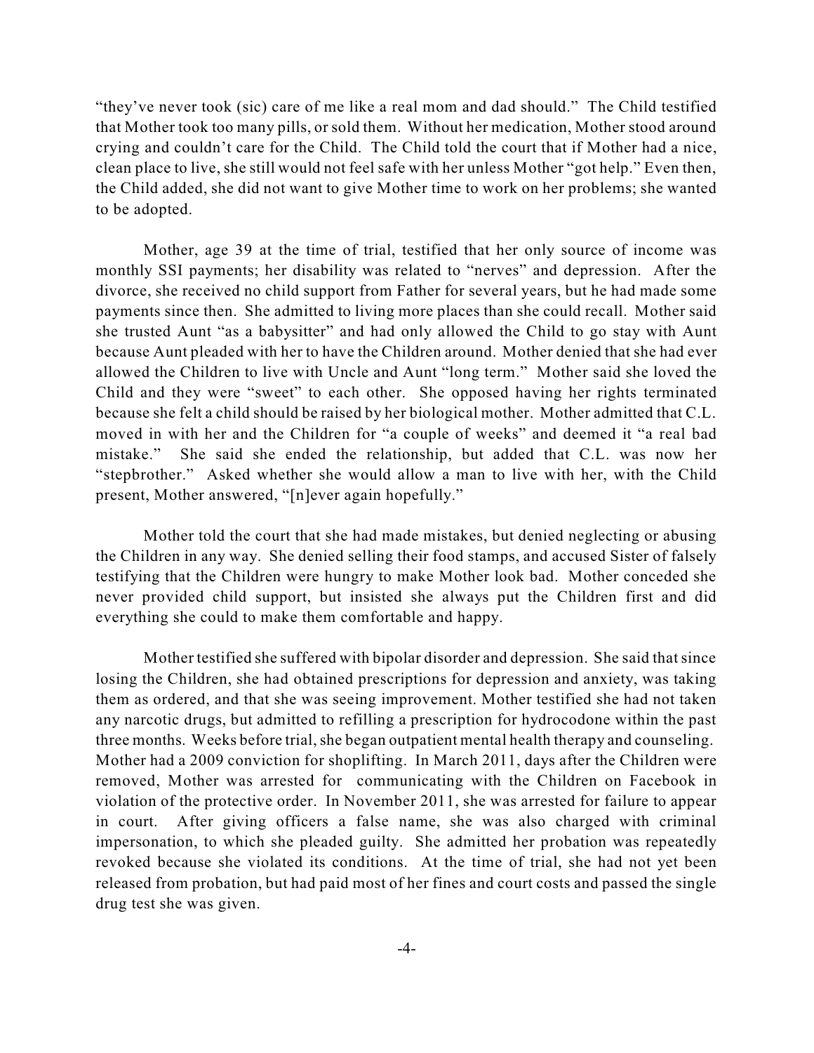"they've never took (sic) care of me like a real mom and dad should." The Child testified that Mother took too many pills, or sold them. Without her medication, Mother stood around crying and couldn't care for the Child. The Child told the court that if Mother had a nice, clean place to live, she still would not feel safe with her unless Mother "got help." Even then, the Child added, she did not want to give Mother time to work on her problems; she wanted to be adopted.

Mother, age 39 at the time of trial, testified that her only source of income was monthly SSI payments; her disability was related to "nerves" and depression. After the divorce, she received no child support from Father for several years, but he had made some payments since then. She admitted to living more places than she could recall. Mother said she trusted Aunt "as a babysitter" and had only allowed the Child to go stay with Aunt because Aunt pleaded with her to have the Children around. Mother denied that she had ever allowed the Children to live with Uncle and Aunt "long term." Mother said she loved the Child and they were "sweet" to each other. She opposed having her rights terminated because she felt a child should be raised by her biological mother. Mother admitted that C.L. moved in with her and the Children for "a couple of weeks" and deemed it "a real bad mistake." She said she ended the relationship, but added that C.L. was now her "stepbrother." Asked whether she would allow a man to live with her, with the Child present, Mother answered, "[n]ever again hopefully."

Mother told the court that she had made mistakes, but denied neglecting or abusing the Children in any way. She denied selling their food stamps, and accused Sister of falsely testifying that the Children were hungry to make Mother look bad. Mother conceded she never provided child support, but insisted she always put the Children first and did everything she could to make them comfortable and happy.

Mother testified she suffered with bipolar disorder and depression. She said that since losing the Children, she had obtained prescriptions for depression and anxiety, was taking them as ordered, and that she was seeing improvement. Mother testified she had not taken any narcotic drugs, but admitted to refilling a prescription for hydrocodone within the past three months. Weeks before trial, she began outpatient mental health therapy and counseling. Mother had a 2009 conviction for shoplifting. In March 2011, days after the Children were removed, Mother was arrested for communicating with the Children on Facebook in violation of the protective order. In November 2011, she was arrested for failure to appear in court. After giving officers a false name, she was also charged with criminal impersonation, to which she pleaded guilty. She admitted her probation was repeatedly revoked because she violated its conditions. At the time of trial, she had not yet been released from probation, but had paid most of her fines and court costs and passed the single drug test she was given.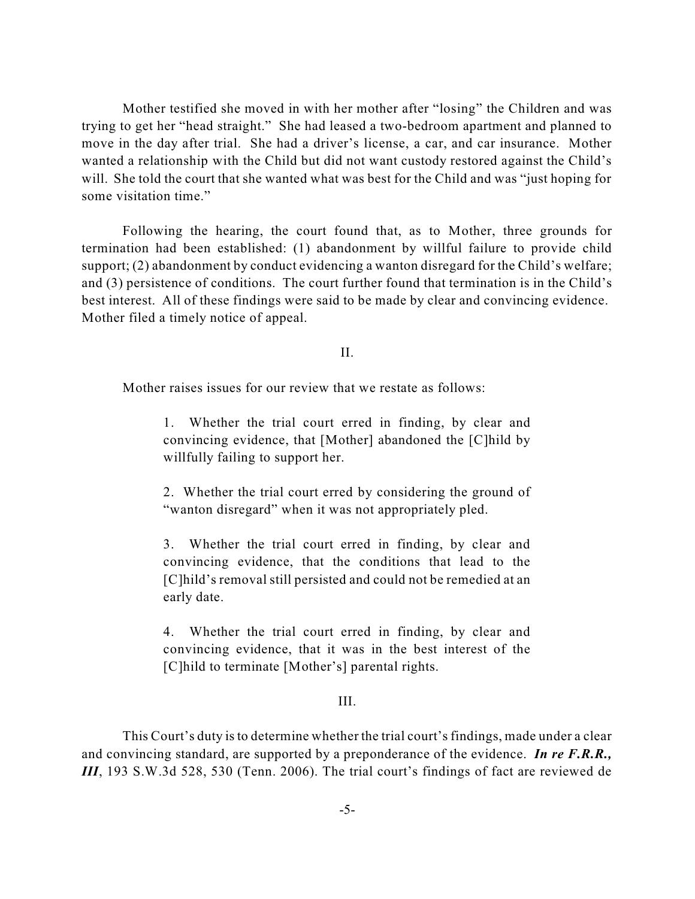Mother testified she moved in with her mother after "losing" the Children and was trying to get her "head straight." She had leased a two-bedroom apartment and planned to move in the day after trial. She had a driver's license, a car, and car insurance. Mother wanted a relationship with the Child but did not want custody restored against the Child's will. She told the court that she wanted what was best for the Child and was "just hoping for some visitation time."

Following the hearing, the court found that, as to Mother, three grounds for termination had been established: (1) abandonment by willful failure to provide child support; (2) abandonment by conduct evidencing a wanton disregard for the Child's welfare; and (3) persistence of conditions. The court further found that termination is in the Child's best interest. All of these findings were said to be made by clear and convincing evidence. Mother filed a timely notice of appeal.

## II.

Mother raises issues for our review that we restate as follows:

> 1. Whether the trial court erred in finding, by clear and convincing evidence, that [Mother] abandoned the [C]hild by willfully failing to support her.
>
> 2. Whether the trial court erred by considering the ground of "wanton disregard" when it was not appropriately pled.
>
> 3. Whether the trial court erred in finding, by clear and convincing evidence, that the conditions that lead to the [C]hild's removal still persisted and could not be remedied at an early date.
>
> 4. Whether the trial court erred in finding, by clear and convincing evidence, that it was in the best interest of the [C]hild to terminate [Mother's] parental rights.

## III.

This Court's duty is to determine whether the trial court's findings, made under a clear and convincing standard, are supported by a preponderance of the evidence. ***In re F.R.R., III***, 193 S.W.3d 528, 530 (Tenn. 2006). The trial court's findings of fact are reviewed de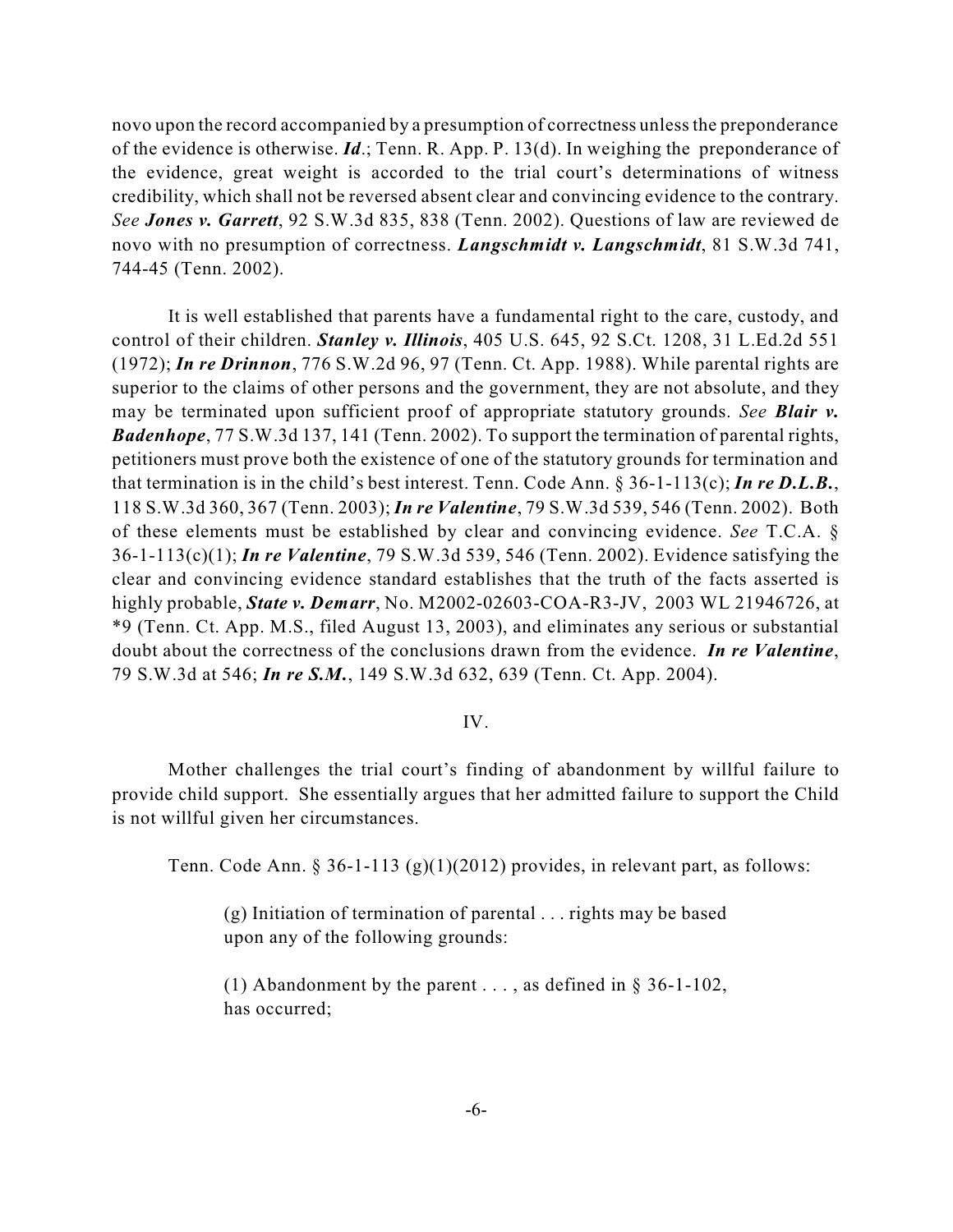novo upon the record accompanied by a presumption of correctness unless the preponderance of the evidence is otherwise. ***Id***.; Tenn. R. App. P. 13(d). In weighing the preponderance of the evidence, great weight is accorded to the trial court's determinations of witness credibility, which shall not be reversed absent clear and convincing evidence to the contrary. *See* ***Jones v. Garrett***, 92 S.W.3d 835, 838 (Tenn. 2002). Questions of law are reviewed de novo with no presumption of correctness. ***Langschmidt v. Langschmidt***, 81 S.W.3d 741, 744-45 (Tenn. 2002).

It is well established that parents have a fundamental right to the care, custody, and control of their children. ***Stanley v. Illinois***, 405 U.S. 645, 92 S.Ct. 1208, 31 L.Ed.2d 551 (1972); ***In re Drinnon***, 776 S.W.2d 96, 97 (Tenn. Ct. App. 1988). While parental rights are superior to the claims of other persons and the government, they are not absolute, and they may be terminated upon sufficient proof of appropriate statutory grounds. *See* ***Blair v. Badenhope***, 77 S.W.3d 137, 141 (Tenn. 2002). To support the termination of parental rights, petitioners must prove both the existence of one of the statutory grounds for termination and that termination is in the child's best interest. Tenn. Code Ann. § 36-1-113(c); ***In re D.L.B.***, 118 S.W.3d 360, 367 (Tenn. 2003); ***In re Valentine***, 79 S.W.3d 539, 546 (Tenn. 2002). Both of these elements must be established by clear and convincing evidence. *See* T.C.A. § 36-1-113(c)(1); ***In re Valentine***, 79 S.W.3d 539, 546 (Tenn. 2002). Evidence satisfying the clear and convincing evidence standard establishes that the truth of the facts asserted is highly probable, ***State v. Demarr***, No. M2002-02603-COA-R3-JV, 2003 WL 21946726, at *9 (Tenn. Ct. App. M.S., filed August 13, 2003), and eliminates any serious or substantial doubt about the correctness of the conclusions drawn from the evidence. ***In re Valentine***, 79 S.W.3d at 546; ***In re S.M.***, 149 S.W.3d 632, 639 (Tenn. Ct. App. 2004).

IV.

Mother challenges the trial court's finding of abandonment by willful failure to provide child support. She essentially argues that her admitted failure to support the Child is not willful given her circumstances.

Tenn. Code Ann. § 36-1-113 (g)(1)(2012) provides, in relevant part, as follows:

> (g) Initiation of termination of parental . . . rights may be based upon any of the following grounds:
>
> (1) Abandonment by the parent . . . , as defined in § 36-1-102, has occurred;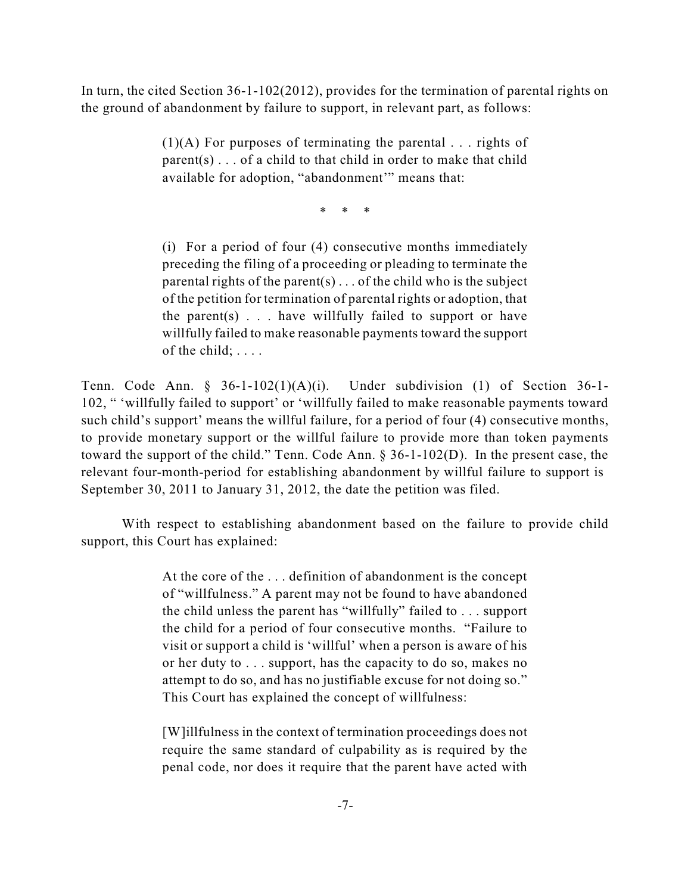In turn, the cited Section 36-1-102(2012), provides for the termination of parental rights on the ground of abandonment by failure to support, in relevant part, as follows:

> (1)(A) For purposes of terminating the parental . . . rights of parent(s) . . . of a child to that child in order to make that child available for adoption, "abandonment'" means that:
>
> \* \* \*
>
> (i) For a period of four (4) consecutive months immediately preceding the filing of a proceeding or pleading to terminate the parental rights of the parent(s) . . . of the child who is the subject of the petition for termination of parental rights or adoption, that the parent(s) . . . have willfully failed to support or have willfully failed to make reasonable payments toward the support of the child; . . . .

Tenn. Code Ann. § 36-1-102(1)(A)(i). Under subdivision (1) of Section 36-1-102, " 'willfully failed to support' or 'willfully failed to make reasonable payments toward such child's support' means the willful failure, for a period of four (4) consecutive months, to provide monetary support or the willful failure to provide more than token payments toward the support of the child." Tenn. Code Ann. § 36-1-102(D). In the present case, the relevant four-month-period for establishing abandonment by willful failure to support is September 30, 2011 to January 31, 2012, the date the petition was filed.

With respect to establishing abandonment based on the failure to provide child support, this Court has explained:

> At the core of the . . . definition of abandonment is the concept of "willfulness." A parent may not be found to have abandoned the child unless the parent has "willfully" failed to . . . support the child for a period of four consecutive months. "Failure to visit or support a child is 'willful' when a person is aware of his or her duty to . . . support, has the capacity to do so, makes no attempt to do so, and has no justifiable excuse for not doing so." This Court has explained the concept of willfulness:
>
> [W]illfulness in the context of termination proceedings does not require the same standard of culpability as is required by the penal code, nor does it require that the parent have acted with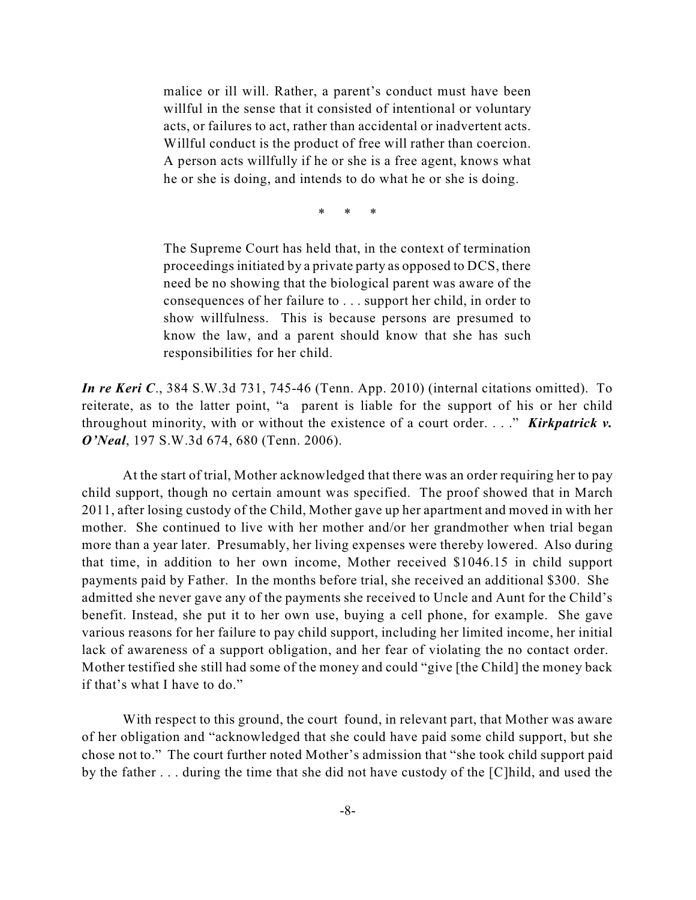> malice or ill will. Rather, a parent's conduct must have been willful in the sense that it consisted of intentional or voluntary acts, or failures to act, rather than accidental or inadvertent acts. Willful conduct is the product of free will rather than coercion. A person acts willfully if he or she is a free agent, knows what he or she is doing, and intends to do what he or she is doing.
>
> \* \* \*
>
> The Supreme Court has held that, in the context of termination proceedings initiated by a private party as opposed to DCS, there need be no showing that the biological parent was aware of the consequences of her failure to . . . support her child, in order to show willfulness. This is because persons are presumed to know the law, and a parent should know that she has such responsibilities for her child.

***In re Keri C.***, 384 S.W.3d 731, 745-46 (Tenn. App. 2010) (internal citations omitted). To reiterate, as to the latter point, "a parent is liable for the support of his or her child throughout minority, with or without the existence of a court order. . . ." ***Kirkpatrick v. O'Neal***, 197 S.W.3d 674, 680 (Tenn. 2006).

At the start of trial, Mother acknowledged that there was an order requiring her to pay child support, though no certain amount was specified. The proof showed that in March 2011, after losing custody of the Child, Mother gave up her apartment and moved in with her mother. She continued to live with her mother and/or her grandmother when trial began more than a year later. Presumably, her living expenses were thereby lowered. Also during that time, in addition to her own income, Mother received $1046.15 in child support payments paid by Father. In the months before trial, she received an additional $300. She admitted she never gave any of the payments she received to Uncle and Aunt for the Child's benefit. Instead, she put it to her own use, buying a cell phone, for example. She gave various reasons for her failure to pay child support, including her limited income, her initial lack of awareness of a support obligation, and her fear of violating the no contact order. Mother testified she still had some of the money and could "give [the Child] the money back if that's what I have to do."

With respect to this ground, the court found, in relevant part, that Mother was aware of her obligation and "acknowledged that she could have paid some child support, but she chose not to." The court further noted Mother's admission that "she took child support paid by the father . . . during the time that she did not have custody of the [C]hild, and used the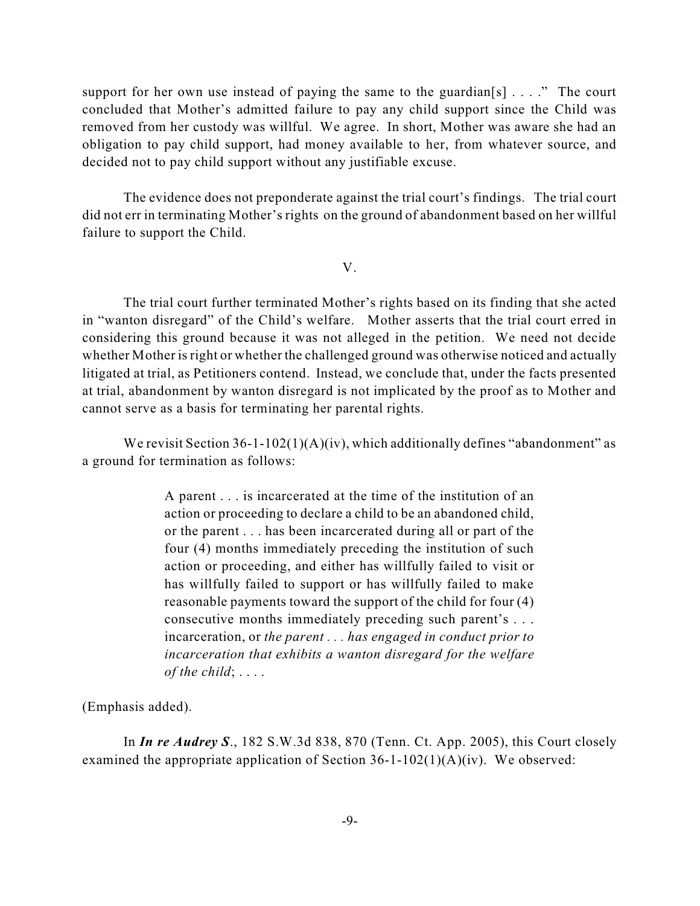support for her own use instead of paying the same to the guardian[s] . . . ." The court concluded that Mother's admitted failure to pay any child support since the Child was removed from her custody was willful. We agree. In short, Mother was aware she had an obligation to pay child support, had money available to her, from whatever source, and decided not to pay child support without any justifiable excuse.

The evidence does not preponderate against the trial court's findings. The trial court did not err in terminating Mother's rights on the ground of abandonment based on her willful failure to support the Child.

V.

The trial court further terminated Mother's rights based on its finding that she acted in "wanton disregard" of the Child's welfare. Mother asserts that the trial court erred in considering this ground because it was not alleged in the petition. We need not decide whether Mother is right or whether the challenged ground was otherwise noticed and actually litigated at trial, as Petitioners contend. Instead, we conclude that, under the facts presented at trial, abandonment by wanton disregard is not implicated by the proof as to Mother and cannot serve as a basis for terminating her parental rights.

We revisit Section 36-1-102(1)(A)(iv), which additionally defines "abandonment" as a ground for termination as follows:

> A parent . . . is incarcerated at the time of the institution of an action or proceeding to declare a child to be an abandoned child, or the parent . . . has been incarcerated during all or part of the four (4) months immediately preceding the institution of such action or proceeding, and either has willfully failed to visit or has willfully failed to support or has willfully failed to make reasonable payments toward the support of the child for four (4) consecutive months immediately preceding such parent's . . . incarceration, or *the parent . . . has engaged in conduct prior to incarceration that exhibits a wanton disregard for the welfare of the child*; . . . .

(Emphasis added).

In ***In re Audrey S***., 182 S.W.3d 838, 870 (Tenn. Ct. App. 2005), this Court closely examined the appropriate application of Section 36-1-102(1)(A)(iv). We observed: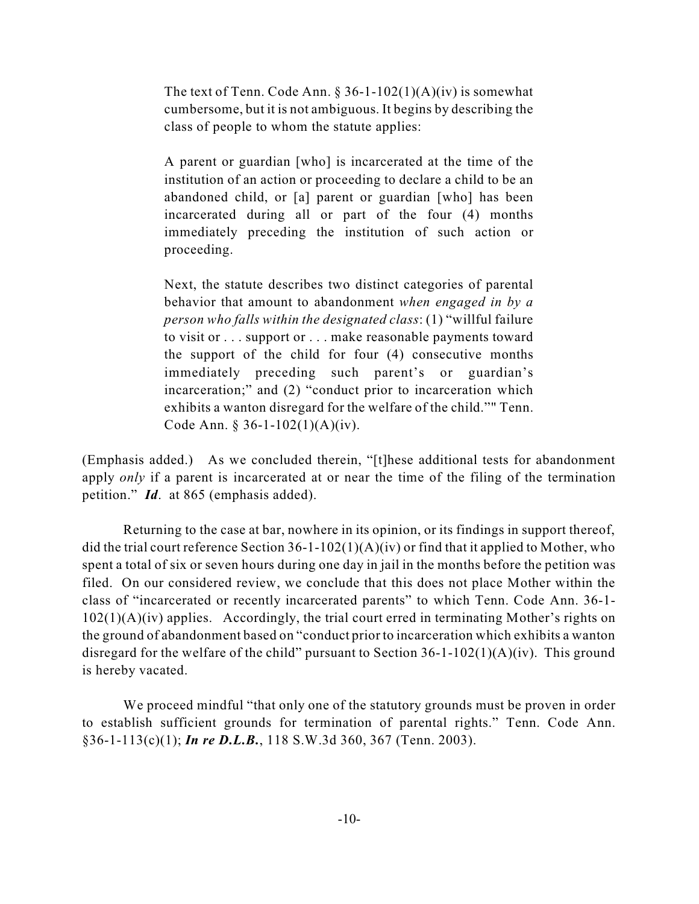> The text of Tenn. Code Ann. § 36-1-102(1)(A)(iv) is somewhat cumbersome, but it is not ambiguous. It begins by describing the class of people to whom the statute applies:
>
> A parent or guardian [who] is incarcerated at the time of the institution of an action or proceeding to declare a child to be an abandoned child, or [a] parent or guardian [who] has been incarcerated during all or part of the four (4) months immediately preceding the institution of such action or proceeding.
>
> Next, the statute describes two distinct categories of parental behavior that amount to abandonment *when engaged in by a person who falls within the designated class*: (1) "willful failure to visit or . . . support or . . . make reasonable payments toward the support of the child for four (4) consecutive months immediately preceding such parent's or guardian's incarceration;" and (2) "conduct prior to incarceration which exhibits a wanton disregard for the welfare of the child."" Tenn. Code Ann. § 36-1-102(1)(A)(iv).

(Emphasis added.) As we concluded therein, "[t]hese additional tests for abandonment apply *only* if a parent is incarcerated at or near the time of the filing of the termination petition." ***Id***. at 865 (emphasis added).

Returning to the case at bar, nowhere in its opinion, or its findings in support thereof, did the trial court reference Section 36-1-102(1)(A)(iv) or find that it applied to Mother, who spent a total of six or seven hours during one day in jail in the months before the petition was filed. On our considered review, we conclude that this does not place Mother within the class of "incarcerated or recently incarcerated parents" to which Tenn. Code Ann. 36-1-102(1)(A)(iv) applies. Accordingly, the trial court erred in terminating Mother's rights on the ground of abandonment based on "conduct prior to incarceration which exhibits a wanton disregard for the welfare of the child" pursuant to Section 36-1-102(1)(A)(iv). This ground is hereby vacated.

We proceed mindful "that only one of the statutory grounds must be proven in order to establish sufficient grounds for termination of parental rights." Tenn. Code Ann. §36-1-113(c)(1); ***In re D.L.B.***, 118 S.W.3d 360, 367 (Tenn. 2003).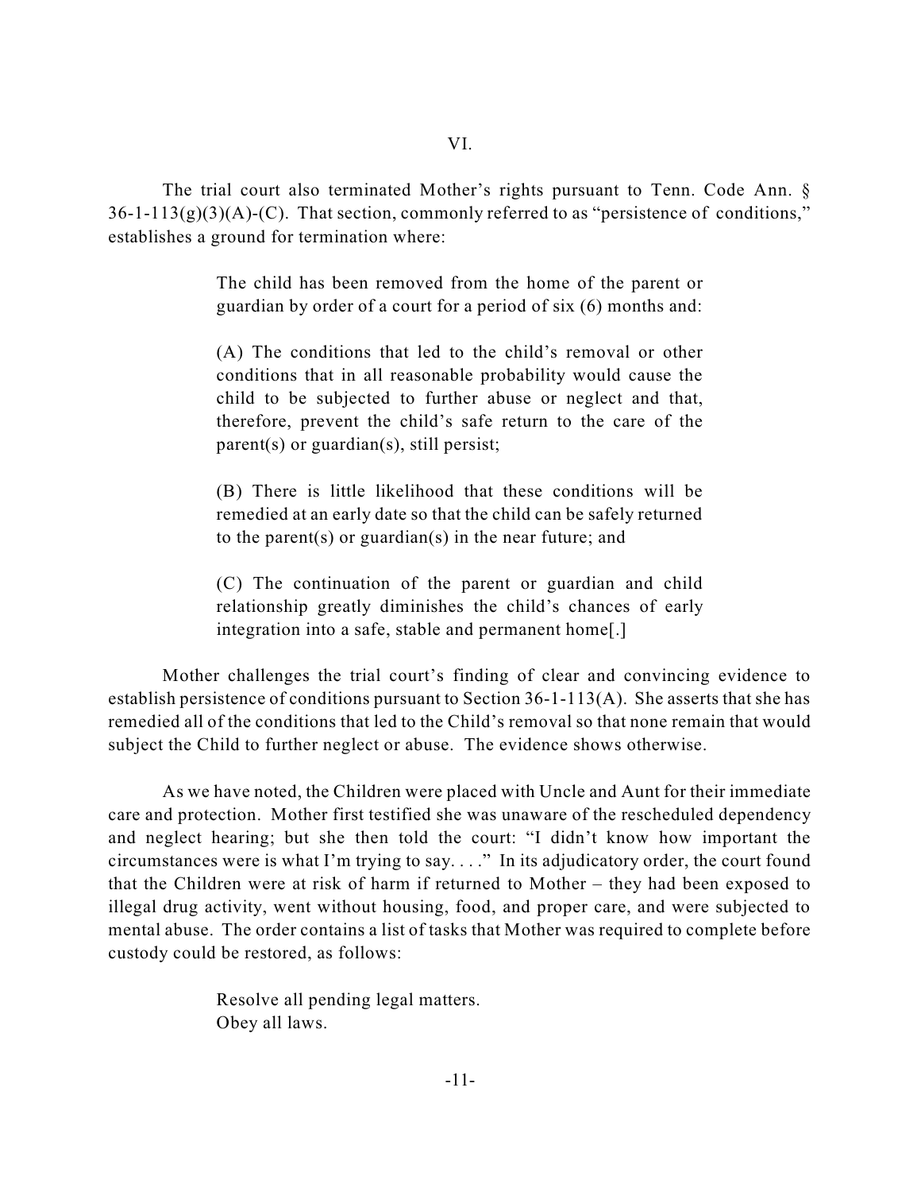VI.

The trial court also terminated Mother's rights pursuant to Tenn. Code Ann. § 36-1-113(g)(3)(A)-(C). That section, commonly referred to as "persistence of conditions," establishes a ground for termination where:

> The child has been removed from the home of the parent or guardian by order of a court for a period of six (6) months and:
>
> (A) The conditions that led to the child's removal or other conditions that in all reasonable probability would cause the child to be subjected to further abuse or neglect and that, therefore, prevent the child's safe return to the care of the parent(s) or guardian(s), still persist;
>
> (B) There is little likelihood that these conditions will be remedied at an early date so that the child can be safely returned to the parent(s) or guardian(s) in the near future; and
>
> (C) The continuation of the parent or guardian and child relationship greatly diminishes the child's chances of early integration into a safe, stable and permanent home[.]

Mother challenges the trial court's finding of clear and convincing evidence to establish persistence of conditions pursuant to Section 36-1-113(A). She asserts that she has remedied all of the conditions that led to the Child's removal so that none remain that would subject the Child to further neglect or abuse. The evidence shows otherwise.

As we have noted, the Children were placed with Uncle and Aunt for their immediate care and protection. Mother first testified she was unaware of the rescheduled dependency and neglect hearing; but she then told the court: "I didn't know how important the circumstances were is what I'm trying to say. . . ." In its adjudicatory order, the court found that the Children were at risk of harm if returned to Mother – they had been exposed to illegal drug activity, went without housing, food, and proper care, and were subjected to mental abuse. The order contains a list of tasks that Mother was required to complete before custody could be restored, as follows:

> Resolve all pending legal matters.
> Obey all laws.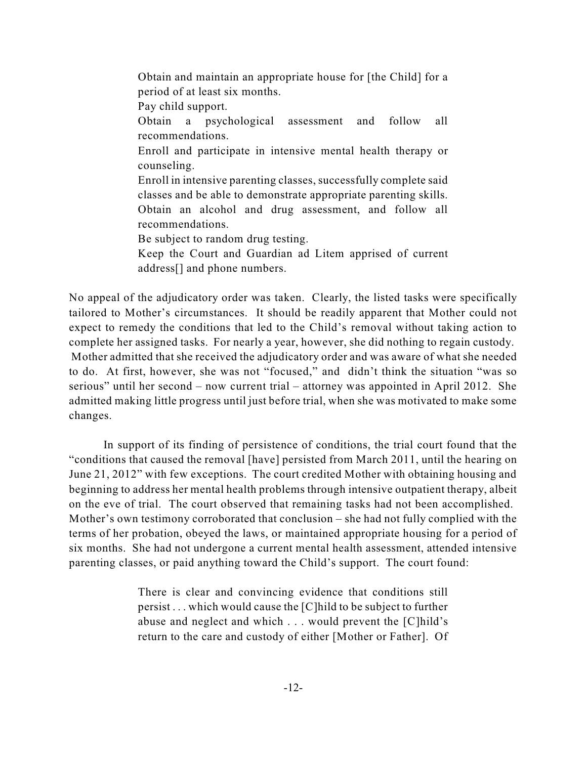> Obtain and maintain an appropriate house for [the Child] for a period of at least six months.
>
> Pay child support.
>
> Obtain a psychological assessment and follow all recommendations.
>
> Enroll and participate in intensive mental health therapy or counseling.
>
> Enroll in intensive parenting classes, successfully complete said classes and be able to demonstrate appropriate parenting skills.
>
> Obtain an alcohol and drug assessment, and follow all recommendations.
>
> Be subject to random drug testing.
>
> Keep the Court and Guardian ad Litem apprised of current address[] and phone numbers.

No appeal of the adjudicatory order was taken. Clearly, the listed tasks were specifically tailored to Mother's circumstances. It should be readily apparent that Mother could not expect to remedy the conditions that led to the Child's removal without taking action to complete her assigned tasks. For nearly a year, however, she did nothing to regain custody. Mother admitted that she received the adjudicatory order and was aware of what she needed to do. At first, however, she was not "focused," and didn't think the situation "was so serious" until her second – now current trial – attorney was appointed in April 2012. She admitted making little progress until just before trial, when she was motivated to make some changes.

In support of its finding of persistence of conditions, the trial court found that the "conditions that caused the removal [have] persisted from March 2011, until the hearing on June 21, 2012" with few exceptions. The court credited Mother with obtaining housing and beginning to address her mental health problems through intensive outpatient therapy, albeit on the eve of trial. The court observed that remaining tasks had not been accomplished. Mother's own testimony corroborated that conclusion – she had not fully complied with the terms of her probation, obeyed the laws, or maintained appropriate housing for a period of six months. She had not undergone a current mental health assessment, attended intensive parenting classes, or paid anything toward the Child's support. The court found:

> There is clear and convincing evidence that conditions still persist . . . which would cause the [C]hild to be subject to further abuse and neglect and which . . . would prevent the [C]hild's return to the care and custody of either [Mother or Father]. Of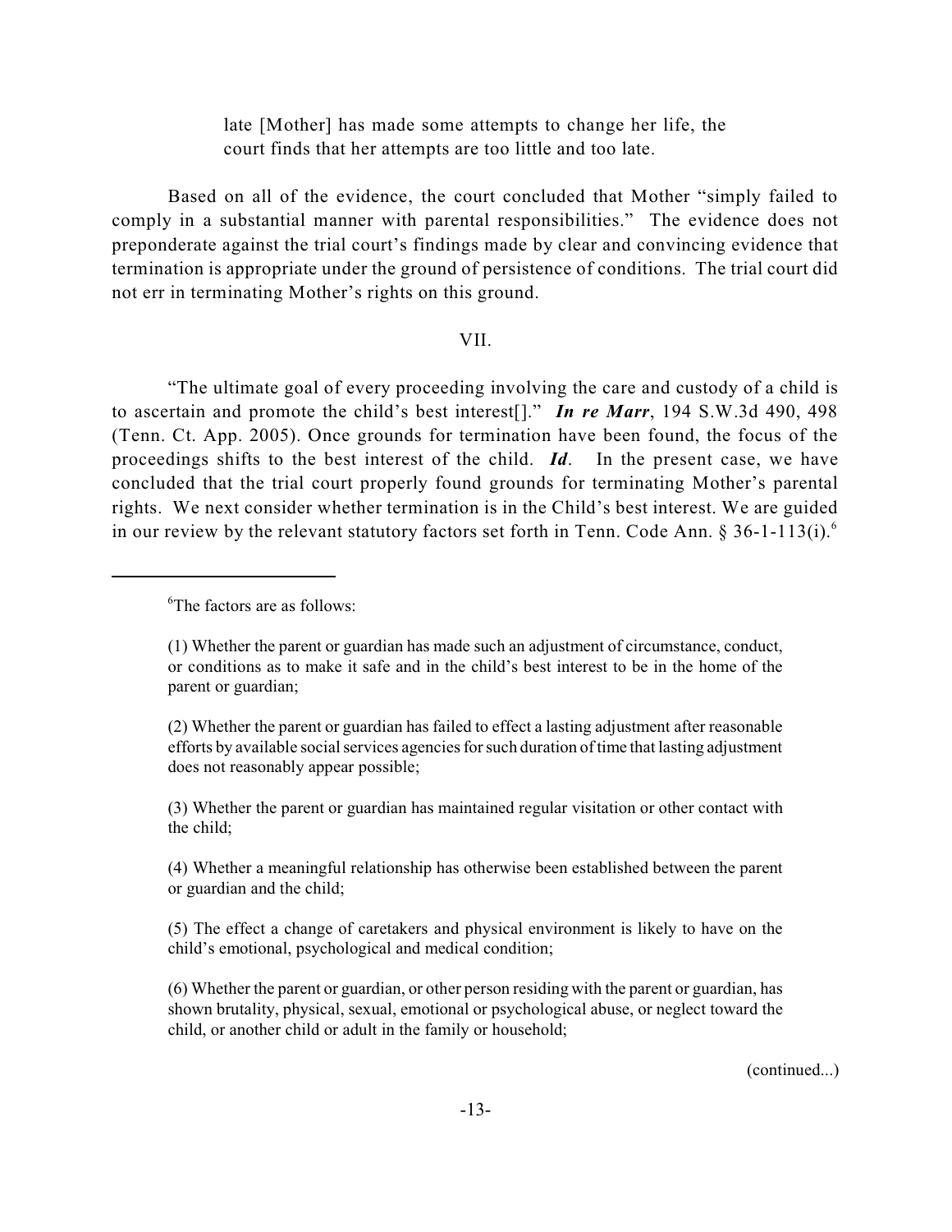late [Mother] has made some attempts to change her life, the court finds that her attempts are too little and too late.

Based on all of the evidence, the court concluded that Mother "simply failed to comply in a substantial manner with parental responsibilities." The evidence does not preponderate against the trial court's findings made by clear and convincing evidence that termination is appropriate under the ground of persistence of conditions. The trial court did not err in terminating Mother's rights on this ground.

## VII.

"The ultimate goal of every proceeding involving the care and custody of a child is to ascertain and promote the child's best interest[]." ***In re Marr***, 194 S.W.3d 490, 498 (Tenn. Ct. App. 2005). Once grounds for termination have been found, the focus of the proceedings shifts to the best interest of the child. ***Id***. In the present case, we have concluded that the trial court properly found grounds for terminating Mother's parental rights. We next consider whether termination is in the Child's best interest. We are guided in our review by the relevant statutory factors set forth in Tenn. Code Ann. § 36-1-113(i).[6]

---

[6]The factors are as follows:

(1) Whether the parent or guardian has made such an adjustment of circumstance, conduct, or conditions as to make it safe and in the child's best interest to be in the home of the parent or guardian;

(2) Whether the parent or guardian has failed to effect a lasting adjustment after reasonable efforts by available social services agencies for such duration of time that lasting adjustment does not reasonably appear possible;

(3) Whether the parent or guardian has maintained regular visitation or other contact with the child;

(4) Whether a meaningful relationship has otherwise been established between the parent or guardian and the child;

(5) The effect a change of caretakers and physical environment is likely to have on the child's emotional, psychological and medical condition;

(6) Whether the parent or guardian, or other person residing with the parent or guardian, has shown brutality, physical, sexual, emotional or psychological abuse, or neglect toward the child, or another child or adult in the family or household;

(continued...)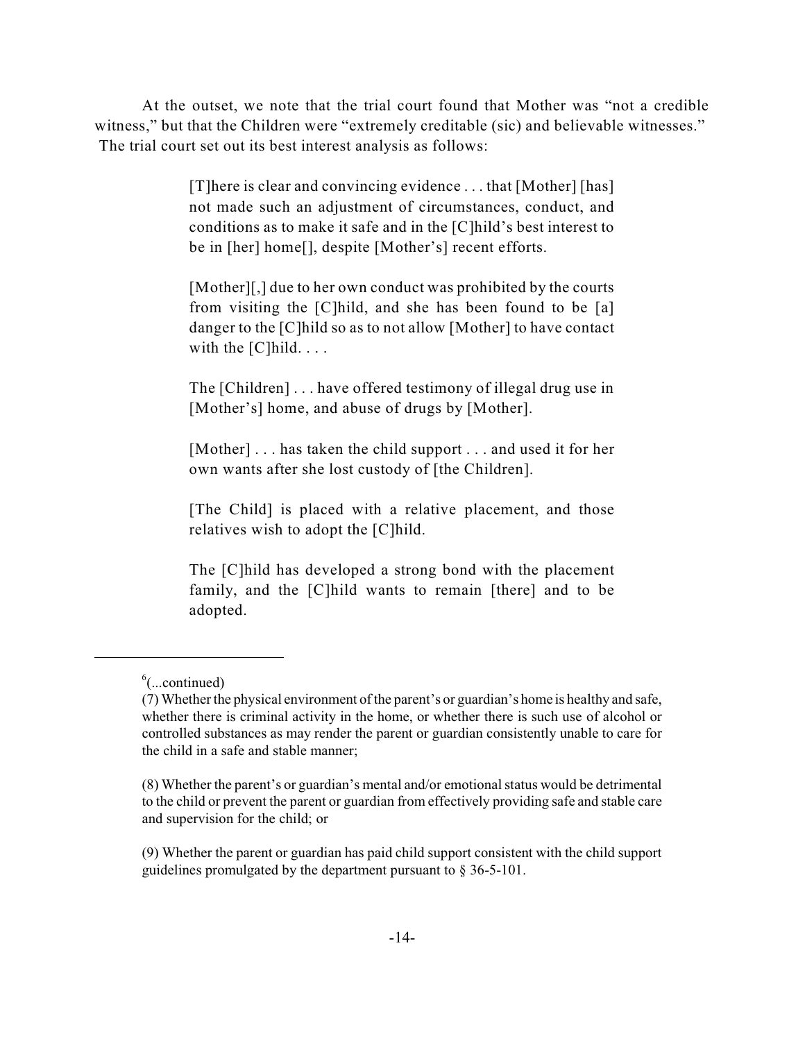At the outset, we note that the trial court found that Mother was "not a credible witness," but that the Children were "extremely creditable (sic) and believable witnesses." The trial court set out its best interest analysis as follows:

> [T]here is clear and convincing evidence . . . that [Mother] [has] not made such an adjustment of circumstances, conduct, and conditions as to make it safe and in the [C]hild's best interest to be in [her] home[], despite [Mother's] recent efforts.
>
> [Mother][,] due to her own conduct was prohibited by the courts from visiting the [C]hild, and she has been found to be [a] danger to the [C]hild so as to not allow [Mother] to have contact with the [C]hild. . . .
>
> The [Children] . . . have offered testimony of illegal drug use in [Mother's] home, and abuse of drugs by [Mother].
>
> [Mother] . . . has taken the child support . . . and used it for her own wants after she lost custody of [the Children].
>
> [The Child] is placed with a relative placement, and those relatives wish to adopt the [C]hild.
>
> The [C]hild has developed a strong bond with the placement family, and the [C]hild wants to remain [there] and to be adopted.

---

[6](...continued)

(7) Whether the physical environment of the parent's or guardian's home is healthy and safe, whether there is criminal activity in the home, or whether there is such use of alcohol or controlled substances as may render the parent or guardian consistently unable to care for the child in a safe and stable manner;

(8) Whether the parent's or guardian's mental and/or emotional status would be detrimental to the child or prevent the parent or guardian from effectively providing safe and stable care and supervision for the child; or

(9) Whether the parent or guardian has paid child support consistent with the child support guidelines promulgated by the department pursuant to § 36-5-101.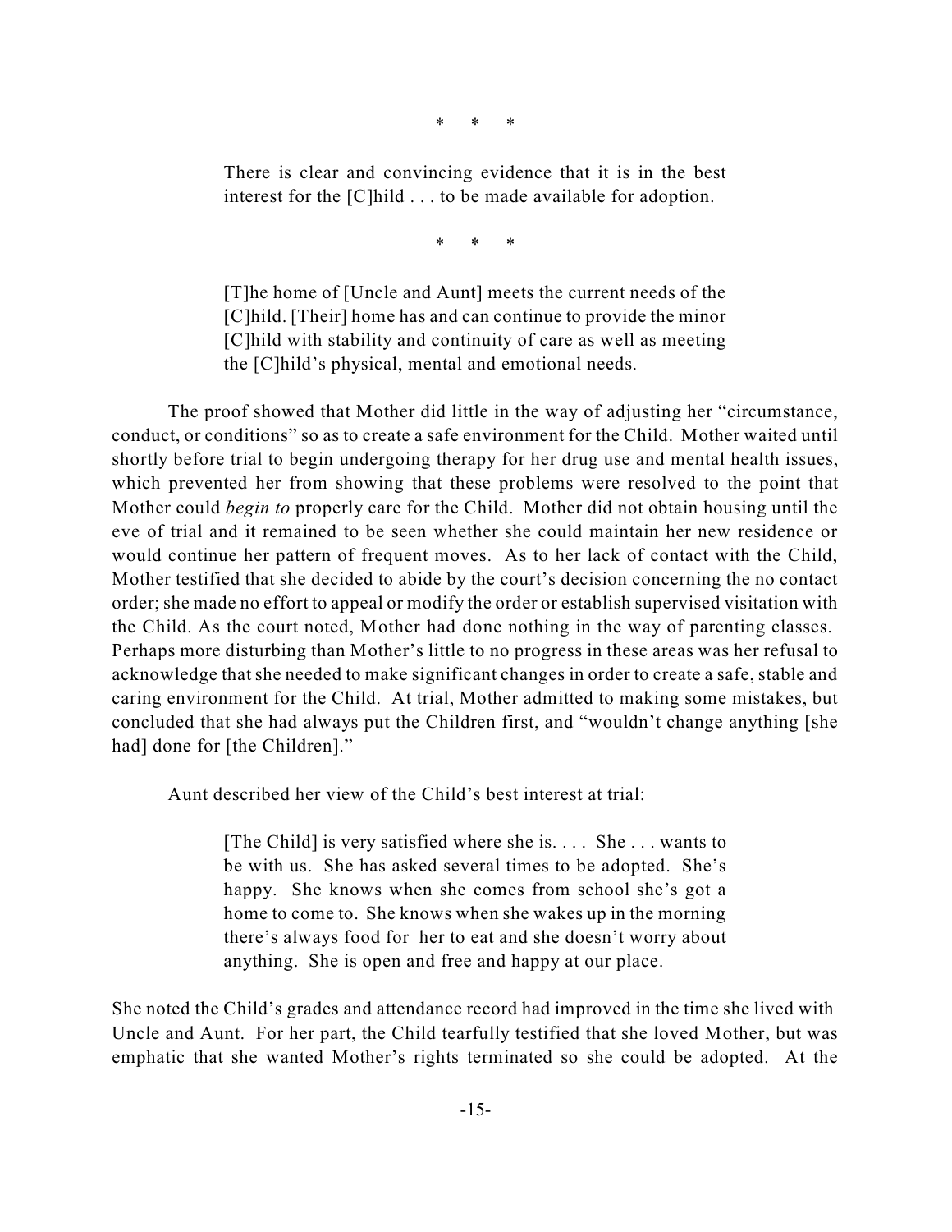\* \* \*

> There is clear and convincing evidence that it is in the best interest for the [C]hild . . . to be made available for adoption.

\* \* \*

> [T]he home of [Uncle and Aunt] meets the current needs of the [C]hild. [Their] home has and can continue to provide the minor [C]hild with stability and continuity of care as well as meeting the [C]hild's physical, mental and emotional needs.

The proof showed that Mother did little in the way of adjusting her "circumstance, conduct, or conditions" so as to create a safe environment for the Child. Mother waited until shortly before trial to begin undergoing therapy for her drug use and mental health issues, which prevented her from showing that these problems were resolved to the point that Mother could *begin to* properly care for the Child. Mother did not obtain housing until the eve of trial and it remained to be seen whether she could maintain her new residence or would continue her pattern of frequent moves. As to her lack of contact with the Child, Mother testified that she decided to abide by the court's decision concerning the no contact order; she made no effort to appeal or modify the order or establish supervised visitation with the Child. As the court noted, Mother had done nothing in the way of parenting classes. Perhaps more disturbing than Mother's little to no progress in these areas was her refusal to acknowledge that she needed to make significant changes in order to create a safe, stable and caring environment for the Child. At trial, Mother admitted to making some mistakes, but concluded that she had always put the Children first, and "wouldn't change anything [she had] done for [the Children]."

Aunt described her view of the Child's best interest at trial:

> [The Child] is very satisfied where she is. . . . She . . . wants to be with us. She has asked several times to be adopted. She's happy. She knows when she comes from school she's got a home to come to. She knows when she wakes up in the morning there's always food for her to eat and she doesn't worry about anything. She is open and free and happy at our place.

She noted the Child's grades and attendance record had improved in the time she lived with Uncle and Aunt. For her part, the Child tearfully testified that she loved Mother, but was emphatic that she wanted Mother's rights terminated so she could be adopted. At the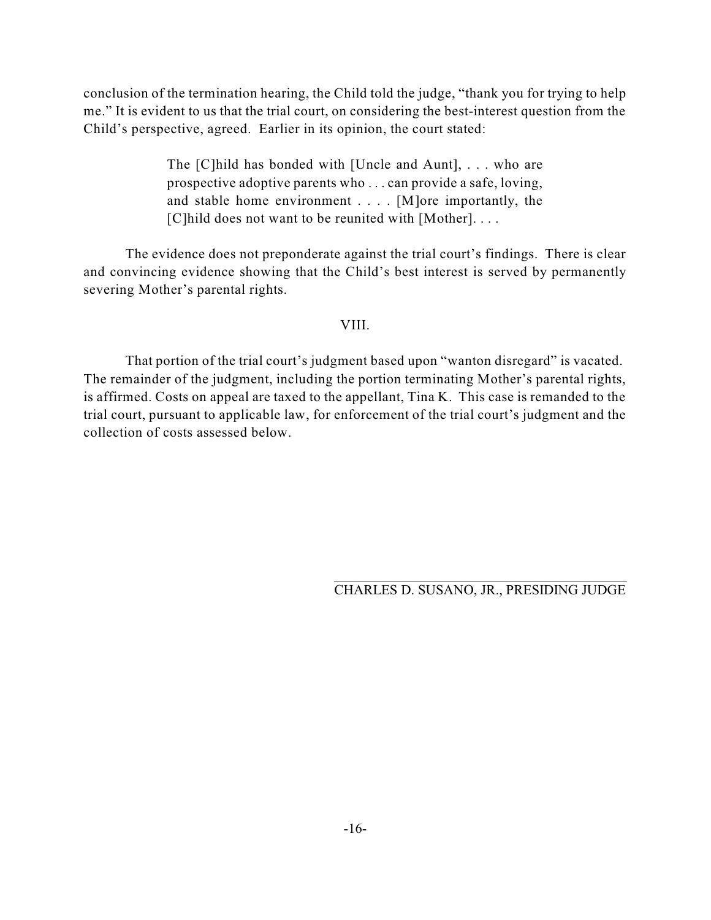conclusion of the termination hearing, the Child told the judge, "thank you for trying to help me." It is evident to us that the trial court, on considering the best-interest question from the Child's perspective, agreed. Earlier in its opinion, the court stated:

> The [C]hild has bonded with [Uncle and Aunt], . . . who are prospective adoptive parents who . . . can provide a safe, loving, and stable home environment . . . . [M]ore importantly, the [C]hild does not want to be reunited with [Mother]. . . .

The evidence does not preponderate against the trial court's findings. There is clear and convincing evidence showing that the Child's best interest is served by permanently severing Mother's parental rights.

## VIII.

That portion of the trial court's judgment based upon "wanton disregard" is vacated. The remainder of the judgment, including the portion terminating Mother's parental rights, is affirmed. Costs on appeal are taxed to the appellant, Tina K. This case is remanded to the trial court, pursuant to applicable law, for enforcement of the trial court's judgment and the collection of costs assessed below.

\_\_\_\_\_\_\_\_\_\_\_\_\_\_\_\_\_\_\_\_\_\_\_\_\_\_\_\_\_\_\_\_\_\_\_\_\_\_\_\_\_\_\_\_

CHARLES D. SUSANO, JR., PRESIDING JUDGE